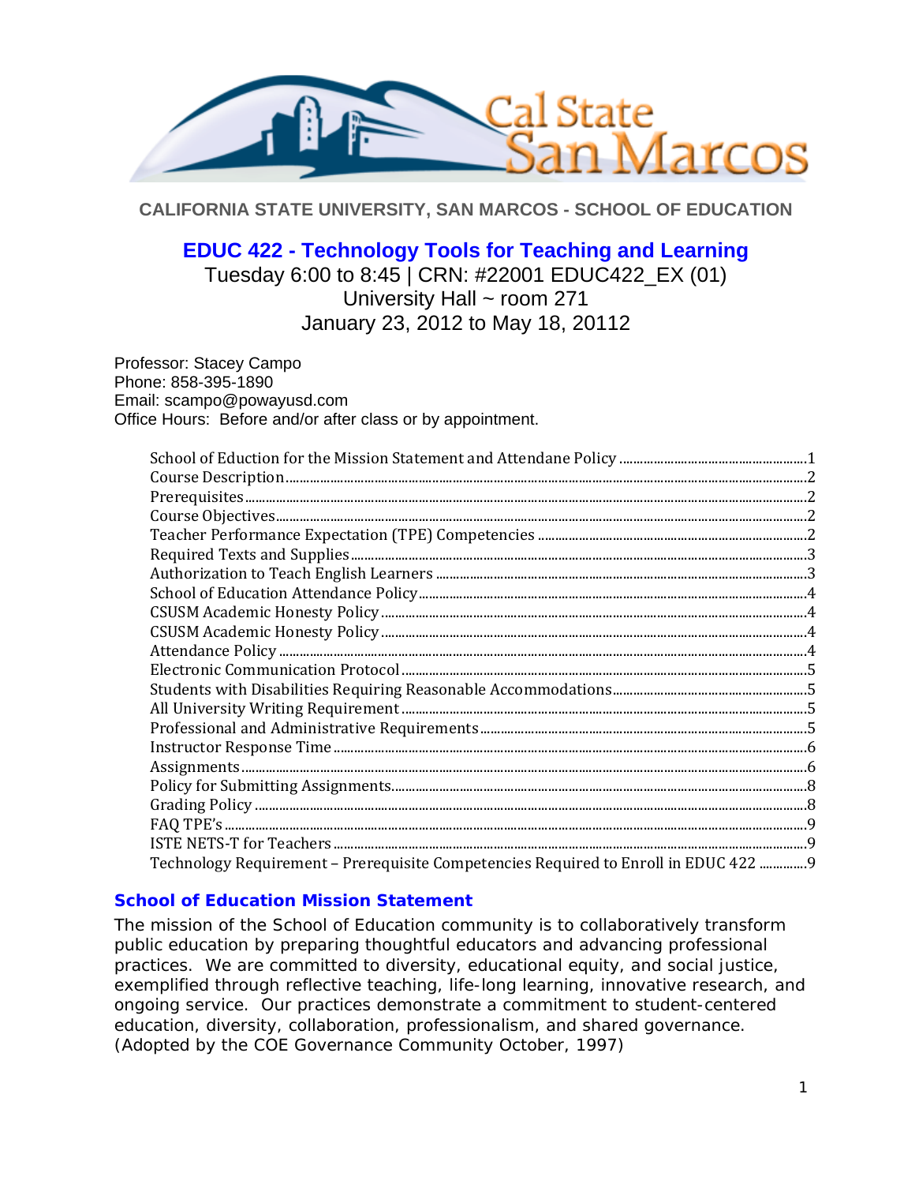**CALIFORNIA STATE UNIVERSITY, SAN MARCOS - SCHOOL OF EDUCATION**

# EDUC 422 - Technology Tools for Teaching and Learning

Tuesday 6:00 to 8:45 | CRN: #22001 EDUC422_EX (01)
University Hall ~ room 271
January 23, 2012 to May 18, 20112

Professor: Stacey Campo
Phone: 858-395-1890
Email: scampo@powayusd.com
Office Hours: Before and/or after class or by appointment.

| | |
|---|---|
| School of Eduction for the Mission Statement and Attendane Policy | 1 |
| Course Description | 2 |
| Prerequisites | 2 |
| Course Objectives | 2 |
| Teacher Performance Expectation (TPE) Competencies | 2 |
| Required Texts and Supplies | 3 |
| Authorization to Teach English Learners | 3 |
| School of Education Attendance Policy | 4 |
| CSUSM Academic Honesty Policy | 4 |
| CSUSM Academic Honesty Policy | 4 |
| Attendance Policy | 4 |
| Electronic Communication Protocol | 5 |
| Students with Disabilities Requiring Reasonable Accommodations | 5 |
| All University Writing Requirement | 5 |
| Professional and Administrative Requirements | 5 |
| Instructor Response Time | 6 |
| Assignments | 6 |
| Policy for Submitting Assignments | 8 |
| Grading Policy | 8 |
| FAQ TPE's | 9 |
| ISTE NETS-T for Teachers | 9 |
| Technology Requirement – Prerequisite Competencies Required to Enroll in EDUC 422 | 9 |

## School of Education Mission Statement

The mission of the School of Education community is to collaboratively transform public education by preparing thoughtful educators and advancing professional practices. We are committed to diversity, educational equity, and social justice, exemplified through reflective teaching, life-long learning, innovative research, and ongoing service. Our practices demonstrate a commitment to student-centered education, diversity, collaboration, professionalism, and shared governance. (Adopted by the COE Governance Community October, 1997)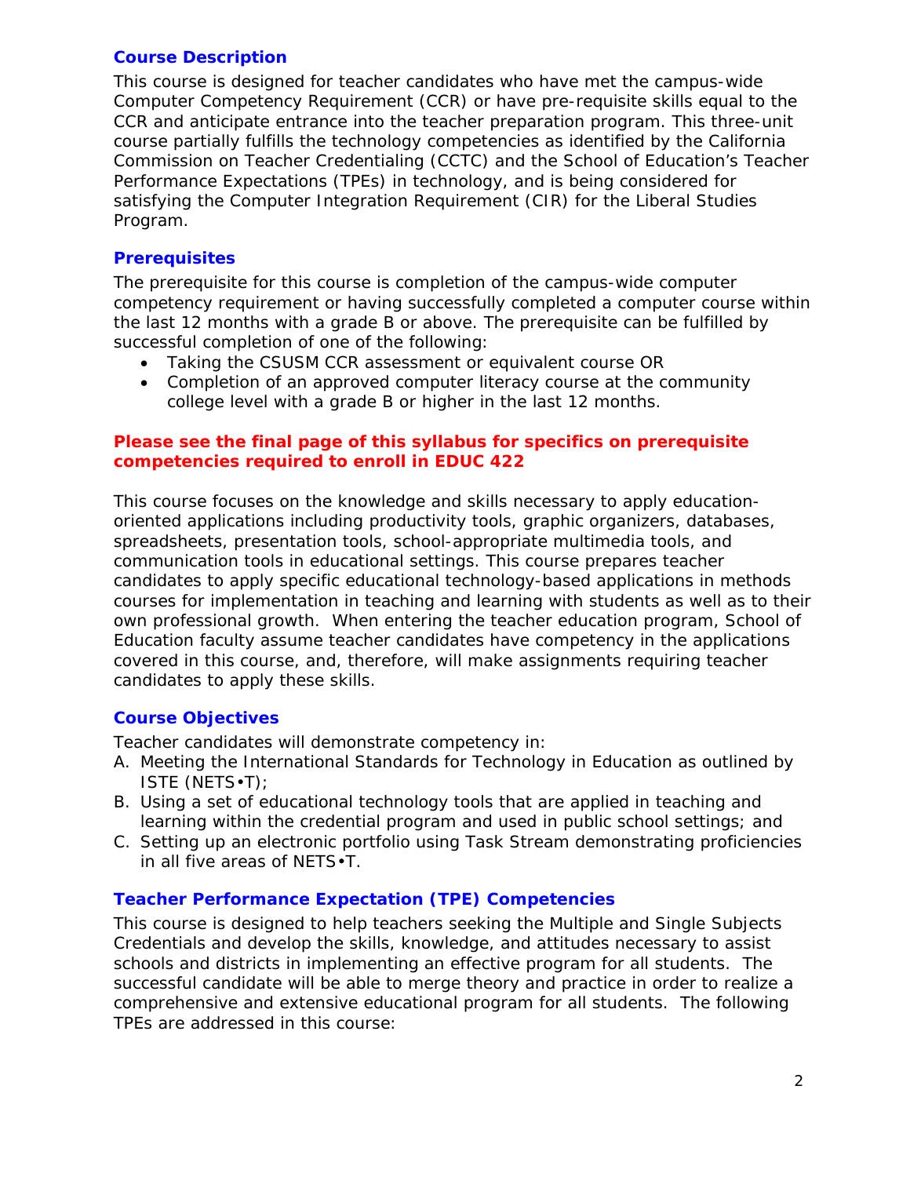## Course Description

This course is designed for teacher candidates who have met the campus-wide Computer Competency Requirement (CCR) or have pre-requisite skills equal to the CCR and anticipate entrance into the teacher preparation program. This three-unit course partially fulfills the technology competencies as identified by the California Commission on Teacher Credentialing (CCTC) and the School of Education's Teacher Performance Expectations (TPEs) in technology, and is being considered for satisfying the Computer Integration Requirement (CIR) for the Liberal Studies Program.

## Prerequisites

The prerequisite for this course is completion of the campus-wide computer competency requirement or having successfully completed a computer course within the last 12 months with a grade B or above. The prerequisite can be fulfilled by successful completion of one of the following:

- Taking the CSUSM CCR assessment or equivalent course OR
- Completion of an approved computer literacy course at the community college level with a grade B or higher in the last 12 months.

**Please see the final page of this syllabus for specifics on prerequisite competencies required to enroll in EDUC 422**

This course focuses on the knowledge and skills necessary to apply education-oriented applications including productivity tools, graphic organizers, databases, spreadsheets, presentation tools, school-appropriate multimedia tools, and communication tools in educational settings. This course prepares teacher candidates to apply specific educational technology-based applications in methods courses for implementation in teaching and learning with students as well as to their own professional growth. When entering the teacher education program, School of Education faculty assume teacher candidates have competency in the applications covered in this course, and, therefore, will make assignments requiring teacher candidates to apply these skills.

## Course Objectives

Teacher candidates will demonstrate competency in:

A. Meeting the International Standards for Technology in Education as outlined by ISTE (NETS•T);
B. Using a set of educational technology tools that are applied in teaching and learning within the credential program and used in public school settings; and
C. Setting up an electronic portfolio using Task Stream demonstrating proficiencies in all five areas of NETS•T.

## Teacher Performance Expectation (TPE) Competencies

This course is designed to help teachers seeking the Multiple and Single Subjects Credentials and develop the skills, knowledge, and attitudes necessary to assist schools and districts in implementing an effective program for all students. The successful candidate will be able to merge theory and practice in order to realize a comprehensive and extensive educational program for all students. The following TPEs are addressed in this course: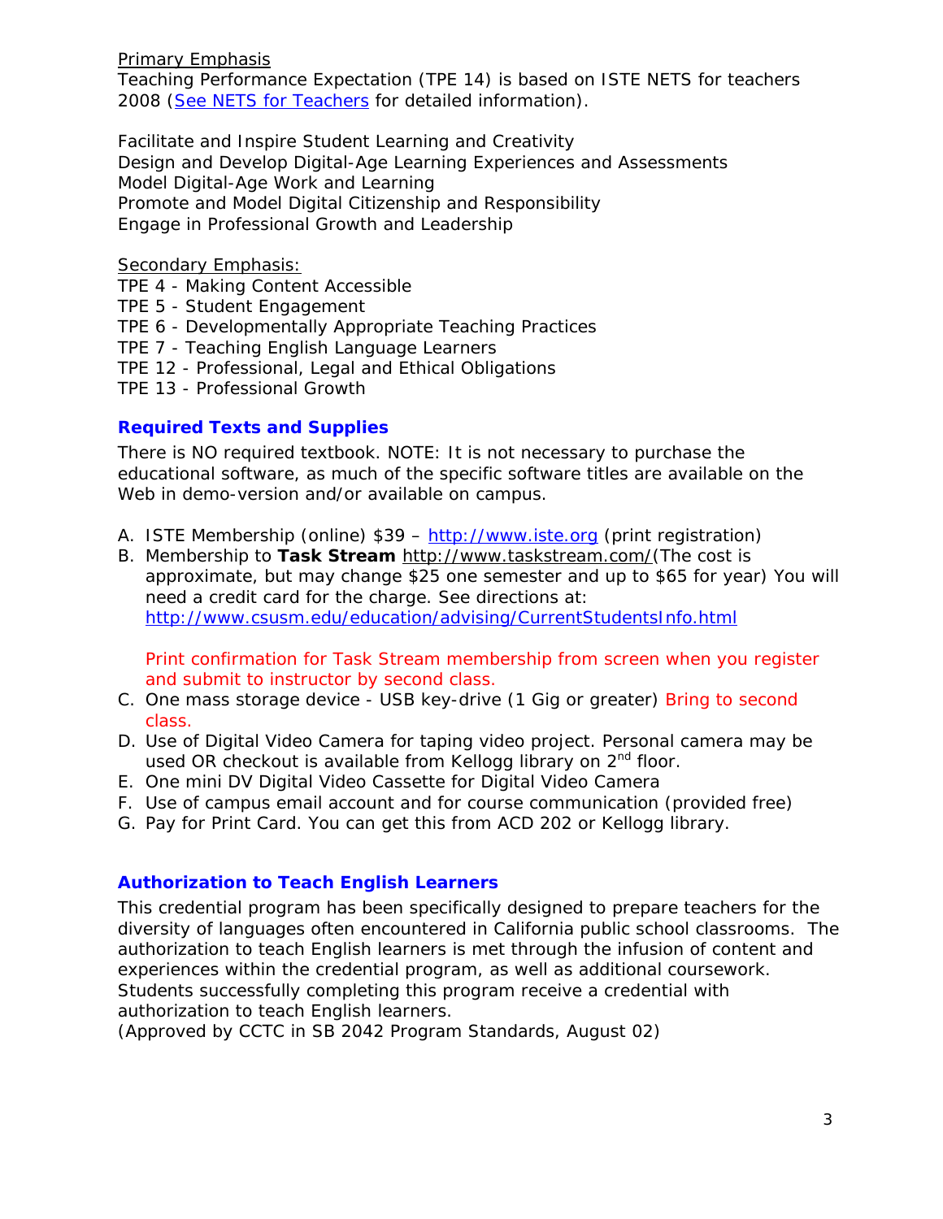Primary Emphasis

Teaching Performance Expectation (TPE 14) is based on ISTE NETS for teachers 2008 (See NETS for Teachers for detailed information).

Facilitate and Inspire Student Learning and Creativity
Design and Develop Digital-Age Learning Experiences and Assessments
Model Digital-Age Work and Learning
Promote and Model Digital Citizenship and Responsibility
Engage in Professional Growth and Leadership

Secondary Emphasis:

TPE 4 - Making Content Accessible
TPE 5 - Student Engagement
TPE 6 - Developmentally Appropriate Teaching Practices
TPE 7 - Teaching English Language Learners
TPE 12 - Professional, Legal and Ethical Obligations
TPE 13 - Professional Growth

## Required Texts and Supplies

There is NO required textbook. NOTE: It is not necessary to purchase the educational software, as much of the specific software titles are available on the Web in demo-version and/or available on campus.

A. ISTE Membership (online) $39 – http://www.iste.org (print registration)
B. Membership to **Task Stream** http://www.taskstream.com/(The cost is approximate, but may change $25 one semester and up to $65 for year) You will need a credit card for the charge. See directions at: http://www.csusm.edu/education/advising/CurrentStudentsInfo.html

   Print confirmation for Task Stream membership from screen when you register and submit to instructor by second class.
C. One mass storage device - USB key-drive (1 Gig or greater) Bring to second class.
D. Use of Digital Video Camera for taping video project. Personal camera may be used OR checkout is available from Kellogg library on 2nd floor.
E. One mini DV Digital Video Cassette for Digital Video Camera
F. Use of campus email account and for course communication (provided free)
G. Pay for Print Card. You can get this from ACD 202 or Kellogg library.

## Authorization to Teach English Learners

This credential program has been specifically designed to prepare teachers for the diversity of languages often encountered in California public school classrooms. The authorization to teach English learners is met through the infusion of content and experiences within the credential program, as well as additional coursework. Students successfully completing this program receive a credential with authorization to teach English learners.
(Approved by CCTC in SB 2042 Program Standards, August 02)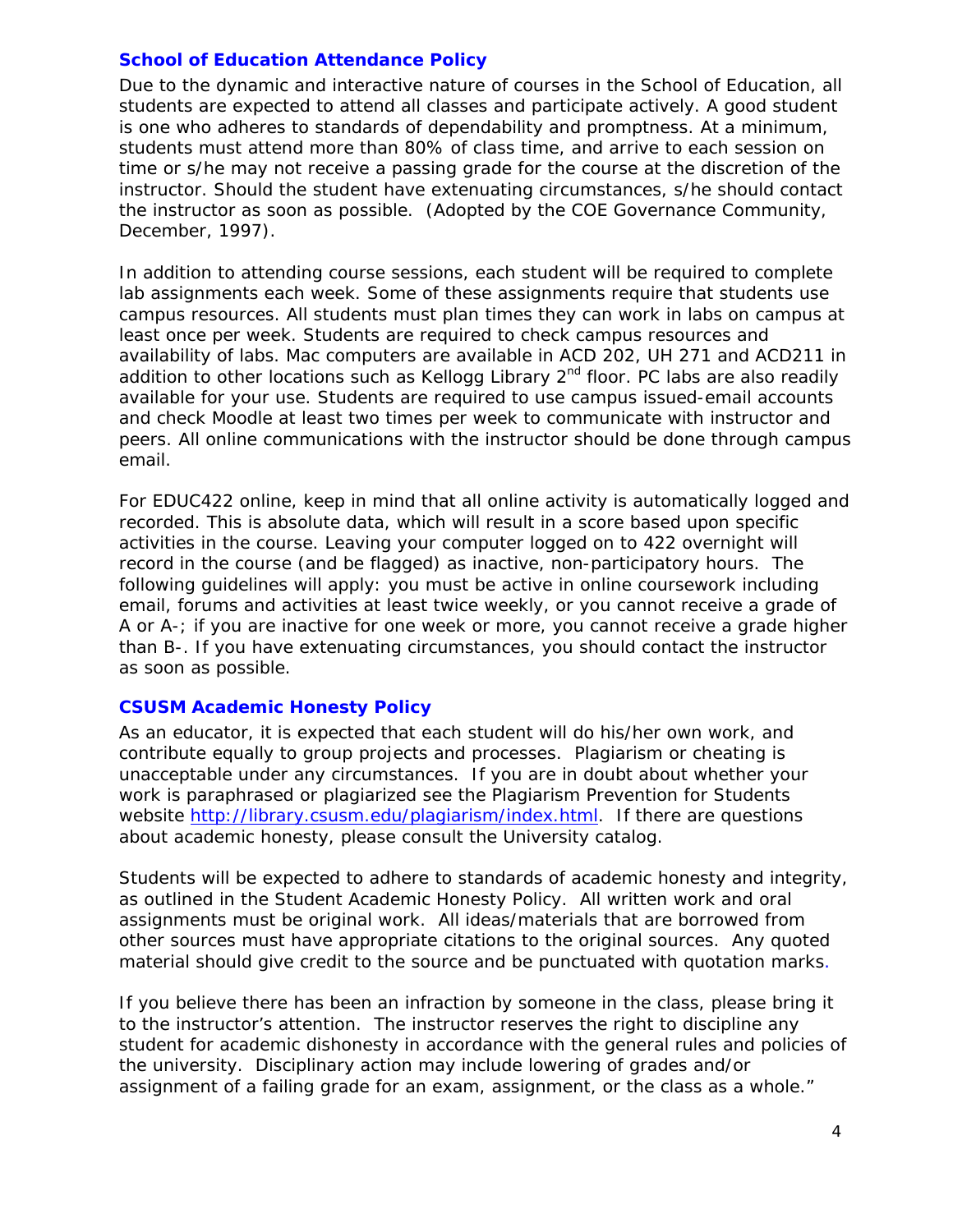### School of Education Attendance Policy

Due to the dynamic and interactive nature of courses in the School of Education, all students are expected to attend all classes and participate actively. A good student is one who adheres to standards of dependability and promptness. At a minimum, students must attend more than 80% of class time, and arrive to each session on time or s/he may not receive a passing grade for the course at the discretion of the instructor. Should the student have extenuating circumstances, s/he should contact the instructor as soon as possible. (Adopted by the COE Governance Community, December, 1997).

In addition to attending course sessions, each student will be required to complete lab assignments each week. Some of these assignments require that students use campus resources. All students must plan times they can work in labs on campus at least once per week. Students are required to check campus resources and availability of labs. Mac computers are available in ACD 202, UH 271 and ACD211 in addition to other locations such as Kellogg Library 2nd floor. PC labs are also readily available for your use. Students are required to use campus issued-email accounts and check Moodle at least two times per week to communicate with instructor and peers. All online communications with the instructor should be done through campus email.

For EDUC422 online, keep in mind that all online activity is automatically logged and recorded. This is absolute data, which will result in a score based upon specific activities in the course. Leaving your computer logged on to 422 overnight will record in the course (and be flagged) as inactive, non-participatory hours. The following guidelines will apply: you must be active in online coursework including email, forums and activities at least twice weekly, or you cannot receive a grade of A or A-; if you are inactive for one week or more, you cannot receive a grade higher than B-. If you have extenuating circumstances, you should contact the instructor as soon as possible.

### CSUSM Academic Honesty Policy

As an educator, it is expected that each student will do his/her own work, and contribute equally to group projects and processes. Plagiarism or cheating is unacceptable under any circumstances. If you are in doubt about whether your work is paraphrased or plagiarized see the Plagiarism Prevention for Students website http://library.csusm.edu/plagiarism/index.html. If there are questions about academic honesty, please consult the University catalog.

Students will be expected to adhere to standards of academic honesty and integrity, as outlined in the Student Academic Honesty Policy. All written work and oral assignments must be original work. All ideas/materials that are borrowed from other sources must have appropriate citations to the original sources. Any quoted material should give credit to the source and be punctuated with quotation marks.

If you believe there has been an infraction by someone in the class, please bring it to the instructor's attention. The instructor reserves the right to discipline any student for academic dishonesty in accordance with the general rules and policies of the university. Disciplinary action may include lowering of grades and/or assignment of a failing grade for an exam, assignment, or the class as a whole."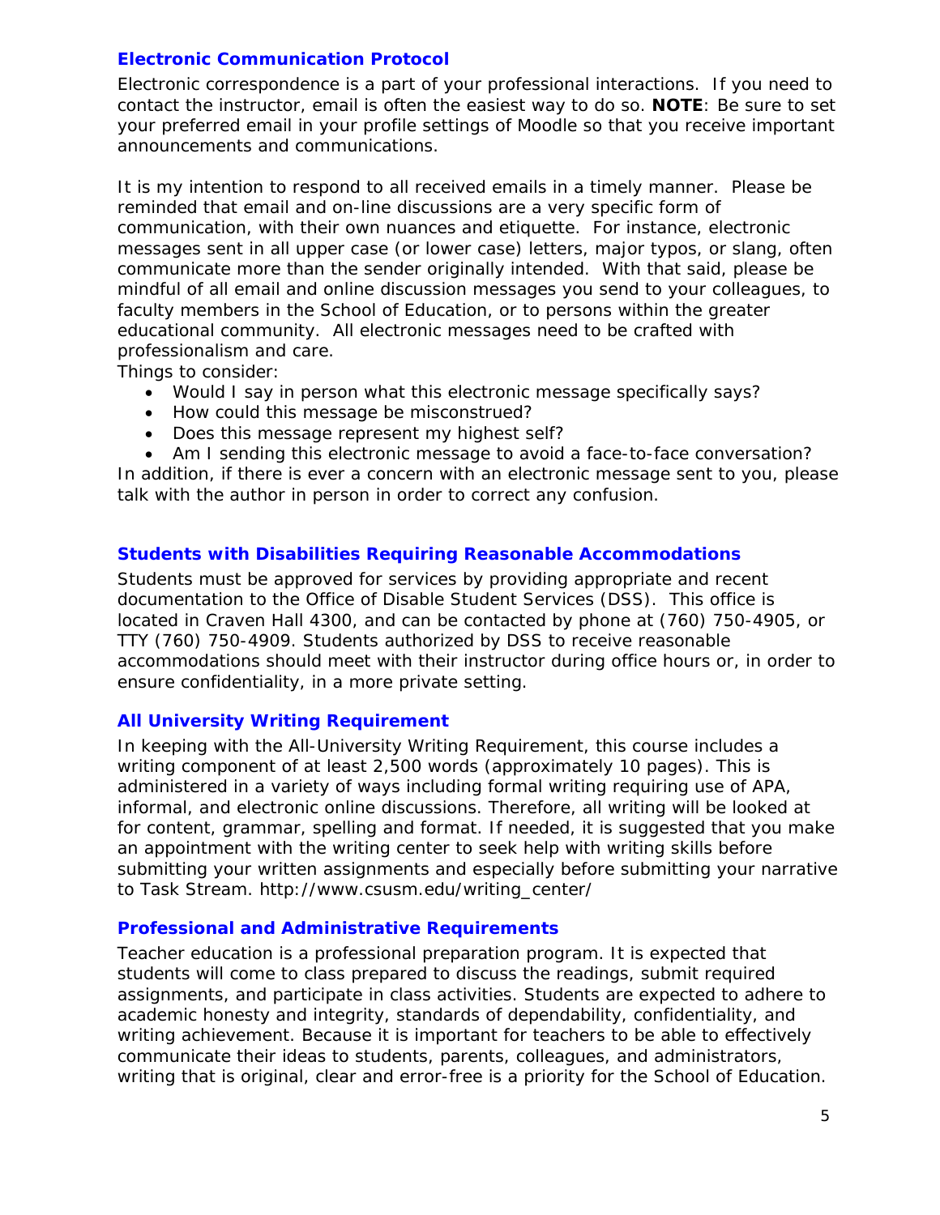### Electronic Communication Protocol

Electronic correspondence is a part of your professional interactions. If you need to contact the instructor, email is often the easiest way to do so. **NOTE**: Be sure to set your preferred email in your profile settings of Moodle so that you receive important announcements and communications.

It is my intention to respond to all received emails in a timely manner. Please be reminded that email and on-line discussions are a very specific form of communication, with their own nuances and etiquette. For instance, electronic messages sent in all upper case (or lower case) letters, major typos, or slang, often communicate more than the sender originally intended. With that said, please be mindful of all email and online discussion messages you send to your colleagues, to faculty members in the School of Education, or to persons within the greater educational community. All electronic messages need to be crafted with professionalism and care.

Things to consider:

- Would I say in person what this electronic message specifically says?
- How could this message be misconstrued?
- Does this message represent my highest self?
- Am I sending this electronic message to avoid a face-to-face conversation?

In addition, if there is ever a concern with an electronic message sent to you, please talk with the author in person in order to correct any confusion.

### Students with Disabilities Requiring Reasonable Accommodations

Students must be approved for services by providing appropriate and recent documentation to the Office of Disable Student Services (DSS). This office is located in Craven Hall 4300, and can be contacted by phone at (760) 750-4905, or TTY (760) 750-4909. Students authorized by DSS to receive reasonable accommodations should meet with their instructor during office hours or, in order to ensure confidentiality, in a more private setting.

### All University Writing Requirement

In keeping with the All-University Writing Requirement, this course includes a writing component of at least 2,500 words (approximately 10 pages). This is administered in a variety of ways including formal writing requiring use of APA, informal, and electronic online discussions. Therefore, all writing will be looked at for content, grammar, spelling and format. If needed, it is suggested that you make an appointment with the writing center to seek help with writing skills before submitting your written assignments and especially before submitting your narrative to Task Stream. http://www.csusm.edu/writing_center/

### Professional and Administrative Requirements

Teacher education is a professional preparation program. It is expected that students will come to class prepared to discuss the readings, submit required assignments, and participate in class activities. Students are expected to adhere to academic honesty and integrity, standards of dependability, confidentiality, and writing achievement. Because it is important for teachers to be able to effectively communicate their ideas to students, parents, colleagues, and administrators, writing that is original, clear and error-free is a priority for the School of Education.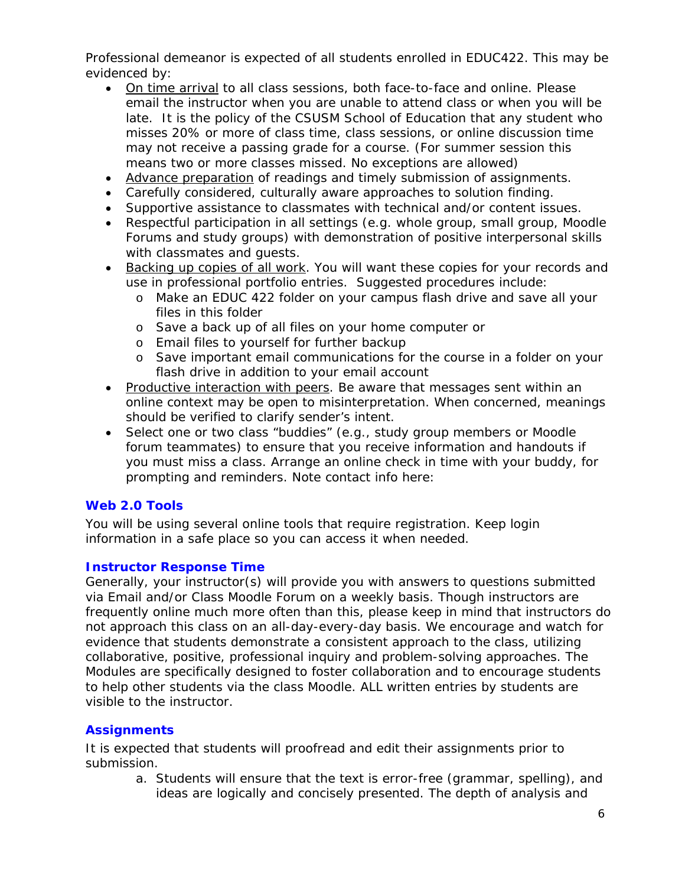Professional demeanor is expected of all students enrolled in EDUC422. This may be evidenced by:

- <u>On time arrival</u> to all class sessions, both face-to-face and online. Please email the instructor when you are unable to attend class or when you will be late. It is the policy of the CSUSM School of Education that any student who misses 20% or more of class time, class sessions, or online discussion time may not receive a passing grade for a course. (For summer session this means two or more classes missed. No exceptions are allowed)
- <u>Advance preparation</u> of readings and timely submission of assignments.
- Carefully considered, culturally aware approaches to solution finding.
- Supportive assistance to classmates with technical and/or content issues.
- Respectful participation in all settings (e.g. whole group, small group, Moodle Forums and study groups) with demonstration of positive interpersonal skills with classmates and guests.
- <u>Backing up copies of all work</u>. You will want these copies for your records and use in professional portfolio entries. Suggested procedures include:
  - Make an EDUC 422 folder on your campus flash drive and save all your files in this folder
  - Save a back up of all files on your home computer or
  - Email files to yourself for further backup
  - Save important email communications for the course in a folder on your flash drive in addition to your email account
- <u>Productive interaction with peers</u>. Be aware that messages sent within an online context may be open to misinterpretation. When concerned, meanings should be verified to clarify sender's intent.
- Select one or two class "buddies" (e.g., study group members or Moodle forum teammates) to ensure that you receive information and handouts if you must miss a class. Arrange an online check in time with your buddy, for prompting and reminders. Note contact info here:

### Web 2.0 Tools

You will be using several online tools that require registration. Keep login information in a safe place so you can access it when needed.

### Instructor Response Time

Generally, your instructor(s) will provide you with answers to questions submitted via Email and/or Class Moodle Forum on a weekly basis. Though instructors are frequently online much more often than this, please keep in mind that instructors do not approach this class on an all-day-every-day basis. We encourage and watch for evidence that students demonstrate a consistent approach to the class, utilizing collaborative, positive, professional inquiry and problem-solving approaches. The Modules are specifically designed to foster collaboration and to encourage students to help other students via the class Moodle. ALL written entries by students are visible to the instructor.

### Assignments

It is expected that students will proofread and edit their assignments prior to submission.

a. Students will ensure that the text is error-free (grammar, spelling), and ideas are logically and concisely presented. The depth of analysis and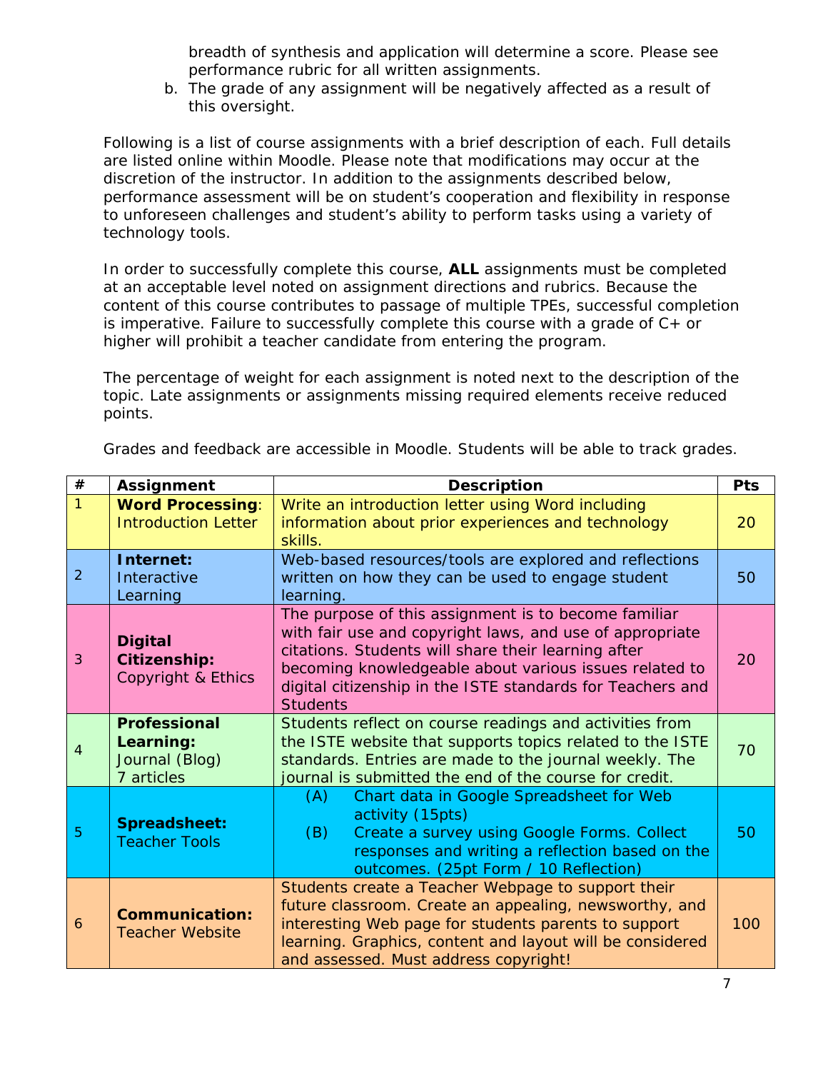breadth of synthesis and application will determine a score. Please see performance rubric for all written assignments.

b. The grade of any assignment will be negatively affected as a result of this oversight.

Following is a list of course assignments with a brief description of each. Full details are listed online within Moodle. Please note that modifications may occur at the discretion of the instructor. In addition to the assignments described below, performance assessment will be on student's cooperation and flexibility in response to unforeseen challenges and student's ability to perform tasks using a variety of technology tools.

In order to successfully complete this course, **ALL** assignments must be completed at an acceptable level noted on assignment directions and rubrics. Because the content of this course contributes to passage of multiple TPEs, successful completion is imperative. Failure to successfully complete this course with a grade of C+ or higher will prohibit a teacher candidate from entering the program.

The percentage of weight for each assignment is noted next to the description of the topic. Late assignments or assignments missing required elements receive reduced points.

Grades and feedback are accessible in Moodle. Students will be able to track grades.

| # | Assignment | Description | Pts |
|---|---|---|---|
| 1 | **Word Processing**: Introduction Letter | Write an introduction letter using Word including information about prior experiences and technology skills. | 20 |
| 2 | **Internet:** Interactive Learning | Web-based resources/tools are explored and reflections written on how they can be used to engage student learning. | 50 |
| 3 | **Digital Citizenship:** Copyright & Ethics | The purpose of this assignment is to become familiar with fair use and copyright laws, and use of appropriate citations. Students will share their learning after becoming knowledgeable about various issues related to digital citizenship in the ISTE standards for Teachers and Students | 20 |
| 4 | **Professional Learning:** Journal (Blog) 7 articles | Students reflect on course readings and activities from the ISTE website that supports topics related to the ISTE standards. Entries are made to the journal weekly. The journal is submitted the end of the course for credit. | 70 |
| 5 | **Spreadsheet:** Teacher Tools | (A) Chart data in Google Spreadsheet for Web activity (15pts) (B) Create a survey using Google Forms. Collect responses and writing a reflection based on the outcomes. (25pt Form / 10 Reflection) | 50 |
| 6 | **Communication:** Teacher Website | Students create a Teacher Webpage to support their future classroom. Create an appealing, newsworthy, and interesting Web page for students parents to support learning. Graphics, content and layout will be considered and assessed. Must address copyright! | 100 |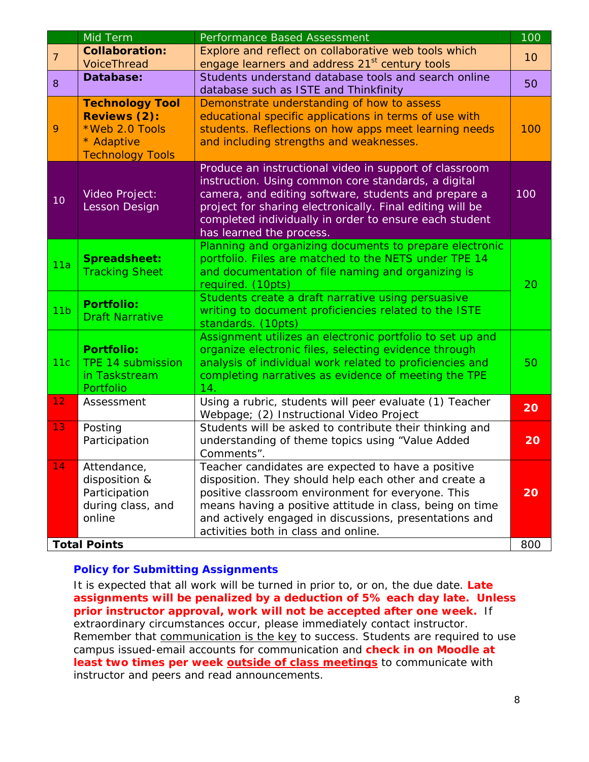| | Mid Term | Performance Based Assessment | 100 |
|---|---|---|---|
| 7 | **Collaboration:** VoiceThread | Explore and reflect on collaborative web tools which engage learners and address 21st century tools | 10 |
| 8 | **Database:** | Students understand database tools and search online database such as ISTE and Thinkfinity | 50 |
| 9 | **Technology Tool Reviews (2):** *Web 2.0 Tools * Adaptive Technology Tools | Demonstrate understanding of how to assess educational specific applications in terms of use with students. Reflections on how apps meet learning needs and including strengths and weaknesses. | 100 |
| 10 | Video Project: Lesson Design | Produce an instructional video in support of classroom instruction. Using common core standards, a digital camera, and editing software, students and prepare a project for sharing electronically. Final editing will be completed individually in order to ensure each student has learned the process. | 100 |
| 11a | **Spreadsheet:** Tracking Sheet | Planning and organizing documents to prepare electronic portfolio. Files are matched to the NETS under TPE 14 and documentation of file naming and organizing is required. (10pts) | 20 |
| 11b | **Portfolio:** Draft Narrative | Students create a draft narrative using persuasive writing to document proficiencies related to the ISTE standards. (10pts) | |
| 11c | **Portfolio:** TPE 14 submission in Taskstream Portfolio | Assignment utilizes an electronic portfolio to set up and organize electronic files, selecting evidence through analysis of individual work related to proficiencies and completing narratives as evidence of meeting the TPE 14. | 50 |
| 12 | Assessment | Using a rubric, students will peer evaluate (1) Teacher Webpage; (2) Instructional Video Project | **20** |
| 13 | Posting Participation | Students will be asked to contribute their thinking and understanding of theme topics using "Value Added Comments". | **20** |
| 14 | Attendance, disposition & Participation during class, and online | Teacher candidates are expected to have a positive disposition. They should help each other and create a positive classroom environment for everyone. This means having a positive attitude in class, being on time and actively engaged in discussions, presentations and activities both in class and online. | **20** |
| **Total Points** | | | 800 |

### Policy for Submitting Assignments

It is expected that all work will be turned in prior to, or on, the due date. **Late assignments will be penalized by a deduction of 5% each day late. Unless prior instructor approval, work will not be accepted after one week.** If extraordinary circumstances occur, please immediately contact instructor. Remember that communication is the key to success. Students are required to use campus issued-email accounts for communication and **check in on Moodle at least two times per week outside of class meetings** to communicate with instructor and peers and read announcements.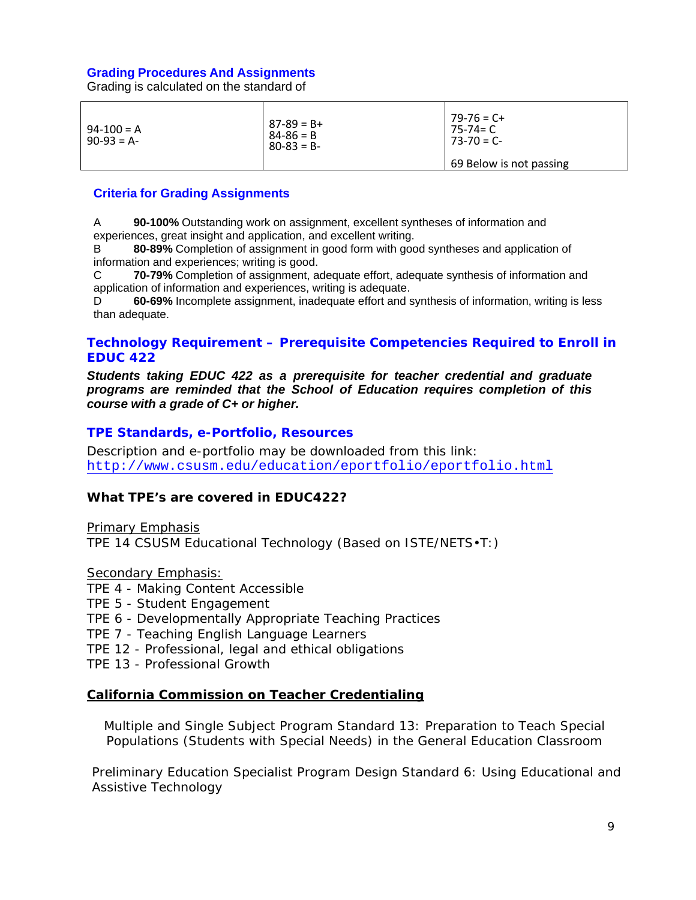### Grading Procedures And Assignments

Grading is calculated on the standard of

| | | |
|---|---|---|
| 94-100 = A<br>90-93 = A- | 87-89 = B+<br>84-86 = B<br>80-83 = B- | 79-76 = C+<br>75-74= C<br>73-70 = C-<br><br>69 Below is not passing |

### Criteria for Grading Assignments

A **90-100%** Outstanding work on assignment, excellent syntheses of information and experiences, great insight and application, and excellent writing.
B **80-89%** Completion of assignment in good form with good syntheses and application of information and experiences; writing is good.
C **70-79%** Completion of assignment, adequate effort, adequate synthesis of information and application of information and experiences, writing is adequate.
D **60-69%** Incomplete assignment, inadequate effort and synthesis of information, writing is less than adequate.

### Technology Requirement – Prerequisite Competencies Required to Enroll in EDUC 422

***Students taking EDUC 422 as a prerequisite for teacher credential and graduate programs are reminded that the School of Education requires completion of this course with a grade of C+ or higher.***

### TPE Standards, e-Portfolio, Resources

Description and e-portfolio may be downloaded from this link:
http://www.csusm.edu/education/eportfolio/eportfolio.html

**What TPE's are covered in EDUC422?**

Primary Emphasis
TPE 14 CSUSM Educational Technology (Based on ISTE/NETS•T:)

Secondary Emphasis:
TPE 4 - Making Content Accessible
TPE 5 - Student Engagement
TPE 6 - Developmentally Appropriate Teaching Practices
TPE 7 - Teaching English Language Learners
TPE 12 - Professional, legal and ethical obligations
TPE 13 - Professional Growth

**California Commission on Teacher Credentialing**

Multiple and Single Subject Program Standard 13: Preparation to Teach Special Populations (Students with Special Needs) in the General Education Classroom

Preliminary Education Specialist Program Design Standard 6: Using Educational and Assistive Technology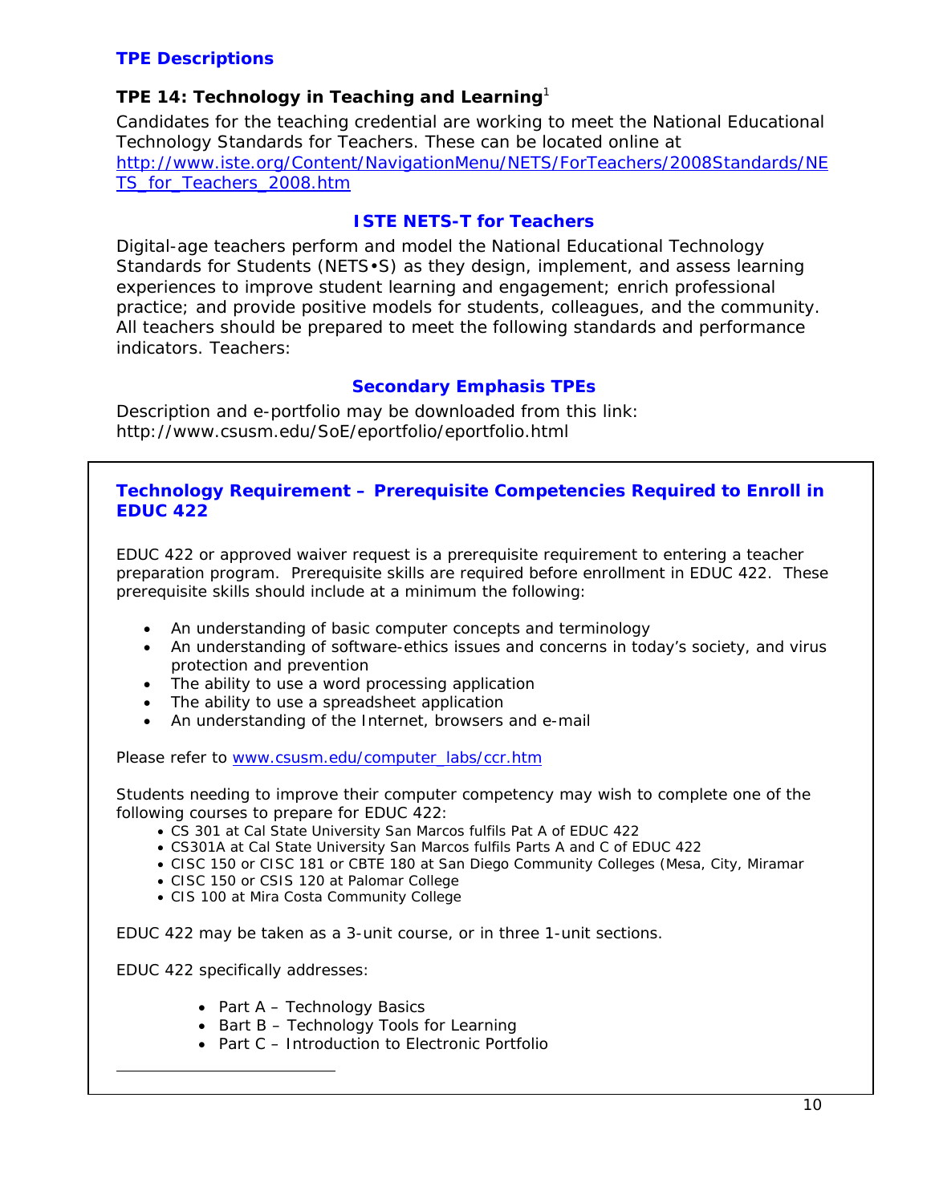## TPE Descriptions

### TPE 14: Technology in Teaching and Learning[1]

Candidates for the teaching credential are working to meet the National Educational Technology Standards for Teachers. These can be located online at http://www.iste.org/Content/NavigationMenu/NETS/ForTeachers/2008Standards/NETS_for_Teachers_2008.htm

### ISTE NETS-T for Teachers

Digital-age teachers perform and model the National Educational Technology Standards for Students (NETS•S) as they design, implement, and assess learning experiences to improve student learning and engagement; enrich professional practice; and provide positive models for students, colleagues, and the community. All teachers should be prepared to meet the following standards and performance indicators. Teachers:

### Secondary Emphasis TPEs

Description and e-portfolio may be downloaded from this link: http://www.csusm.edu/SoE/eportfolio/eportfolio.html

### Technology Requirement – Prerequisite Competencies Required to Enroll in EDUC 422

EDUC 422 or approved waiver request is a prerequisite requirement to entering a teacher preparation program. Prerequisite skills are required before enrollment in EDUC 422. These prerequisite skills should include at a minimum the following:

- An understanding of basic computer concepts and terminology
- An understanding of software-ethics issues and concerns in today's society, and virus protection and prevention
- The ability to use a word processing application
- The ability to use a spreadsheet application
- An understanding of the Internet, browsers and e-mail

Please refer to www.csusm.edu/computer_labs/ccr.htm

Students needing to improve their computer competency may wish to complete one of the following courses to prepare for EDUC 422:

- CS 301 at Cal State University San Marcos fulfils Pat A of EDUC 422
- CS301A at Cal State University San Marcos fulfils Parts A and C of EDUC 422
- CISC 150 or CISC 181 or CBTE 180 at San Diego Community Colleges (Mesa, City, Miramar
- CISC 150 or CSIS 120 at Palomar College
- CIS 100 at Mira Costa Community College

EDUC 422 may be taken as a 3-unit course, or in three 1-unit sections.

EDUC 422 specifically addresses:

- Part A – Technology Basics
- Bart B – Technology Tools for Learning
- Part C – Introduction to Electronic Portfolio